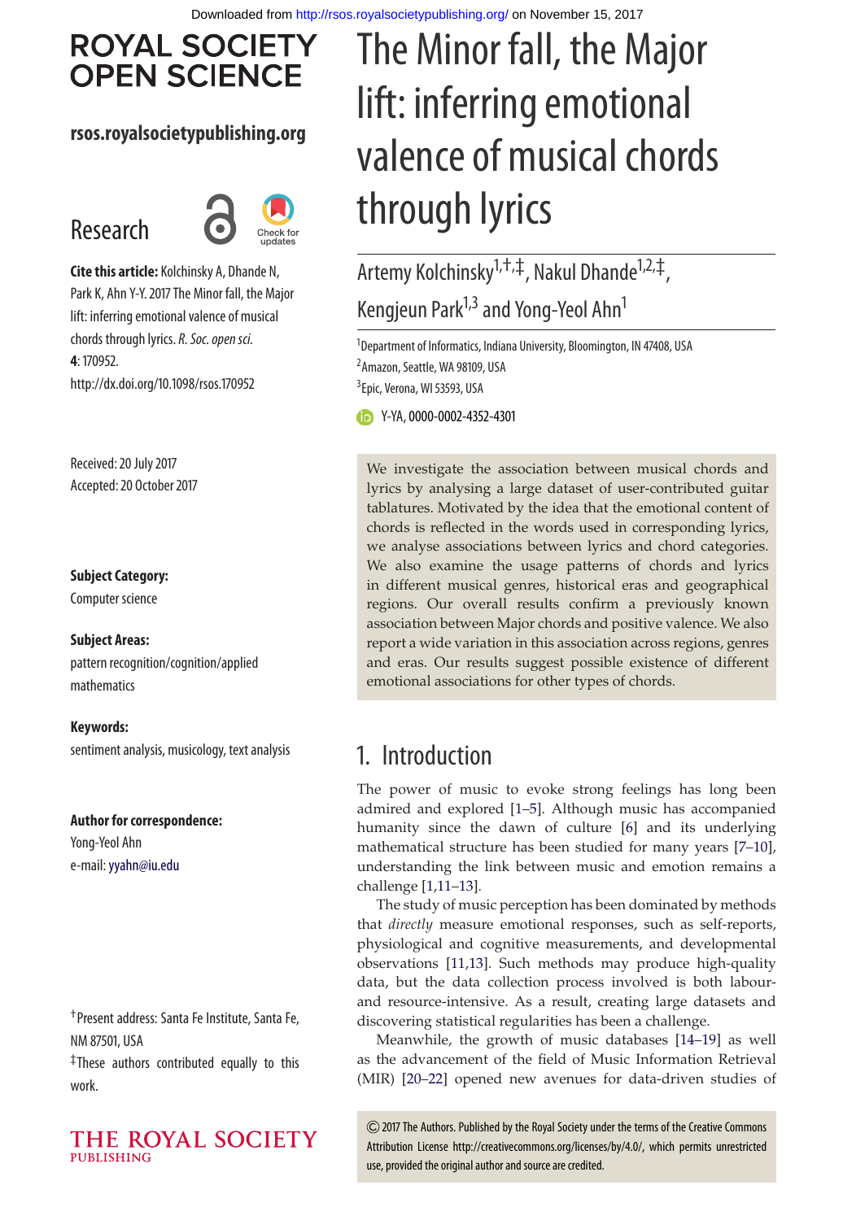# The Minor fall, the Major lift: inferring emotional valence of musical chords through lyrics

Artemy Kolchinsky[1,†,‡], Nakul Dhande[1,2,‡], Kengjeun Park[1,3] and Yong-Yeol Ahn[1]

[1]Department of Informatics, Indiana University, Bloomington, IN 47408, USA

[2]Amazon, Seattle, WA 98109, USA

[3]Epic, Verona, WI 53593, USA

Y-YA, 0000-0002-4352-4301

Research

**Cite this article:** Kolchinsky A, Dhande N, Park K, Ahn Y-Y. 2017 The Minor fall, the Major lift: inferring emotional valence of musical chords through lyrics. *R. Soc. open sci.* **4**: 170952. http://dx.doi.org/10.1098/rsos.170952

Received: 20 July 2017

Accepted: 20 October 2017

**Subject Category:**

Computer science

**Subject Areas:**

pattern recognition/cognition/applied mathematics

**Keywords:**

sentiment analysis, musicology, text analysis

**Author for correspondence:**

Yong-Yeol Ahn

e-mail: yyahn@iu.edu

†Present address: Santa Fe Institute, Santa Fe, NM 87501, USA

‡These authors contributed equally to this work.

We investigate the association between musical chords and lyrics by analysing a large dataset of user-contributed guitar tablatures. Motivated by the idea that the emotional content of chords is reflected in the words used in corresponding lyrics, we analyse associations between lyrics and chord categories. We also examine the usage patterns of chords and lyrics in different musical genres, historical eras and geographical regions. Our overall results confirm a previously known association between Major chords and positive valence. We also report a wide variation in this association across regions, genres and eras. Our results suggest possible existence of different emotional associations for other types of chords.

## 1. Introduction

The power of music to evoke strong feelings has long been admired and explored [1–5]. Although music has accompanied humanity since the dawn of culture [6] and its underlying mathematical structure has been studied for many years [7–10], understanding the link between music and emotion remains a challenge [1,11–13].

The study of music perception has been dominated by methods that *directly* measure emotional responses, such as self-reports, physiological and cognitive measurements, and developmental observations [11,13]. Such methods may produce high-quality data, but the data collection process involved is both labour- and resource-intensive. As a result, creating large datasets and discovering statistical regularities has been a challenge.

Meanwhile, the growth of music databases [14–19] as well as the advancement of the field of Music Information Retrieval (MIR) [20–22] opened new avenues for data-driven studies of

© 2017 The Authors. Published by the Royal Society under the terms of the Creative Commons Attribution License http://creativecommons.org/licenses/by/4.0/, which permits unrestricted use, provided the original author and source are credited.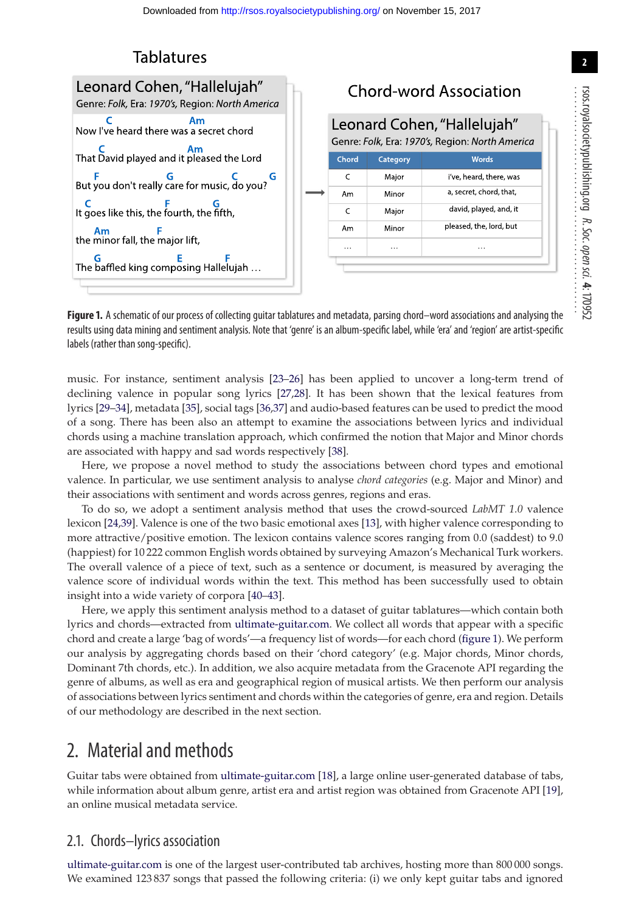Tablatures

Leonard Cohen, "Hallelujah"
Genre: *Folk*, Era: *1970's*, Region: *North America*

C Am
Now I've heard there was a secret chord

C Am
That David played and it pleased the Lord

F G C G
But you don't really care for music, do you?

C F G
It goes like this, the fourth, the fifth,

Am F
the minor fall, the major lift,

G E F
The baffled king composing Hallelujah …

Chord-word Association

Leonard Cohen, "Hallelujah"
Genre: *Folk*, Era: *1970's*, Region: *North America*

| Chord | Category | Words |
|---|---|---|
| C | Major | i've, heard, there, was |
| Am | Minor | a, secret, chord, that, |
| C | Major | david, played, and, it |
| Am | Minor | pleased, the, lord, but |
| … | … | … |

**Figure 1.** A schematic of our process of collecting guitar tablatures and metadata, parsing chord–word associations and analysing the results using data mining and sentiment analysis. Note that 'genre' is an album-specific label, while 'era' and 'region' are artist-specific labels (rather than song-specific).

music. For instance, sentiment analysis [23–26] has been applied to uncover a long-term trend of declining valence in popular song lyrics [27,28]. It has been shown that the lexical features from lyrics [29–34], metadata [35], social tags [36,37] and audio-based features can be used to predict the mood of a song. There has been also an attempt to examine the associations between lyrics and individual chords using a machine translation approach, which confirmed the notion that Major and Minor chords are associated with happy and sad words respectively [38].

Here, we propose a novel method to study the associations between chord types and emotional valence. In particular, we use sentiment analysis to analyse *chord categories* (e.g. Major and Minor) and their associations with sentiment and words across genres, regions and eras.

To do so, we adopt a sentiment analysis method that uses the crowd-sourced *LabMT 1.0* valence lexicon [24,39]. Valence is one of the two basic emotional axes [13], with higher valence corresponding to more attractive/positive emotion. The lexicon contains valence scores ranging from 0.0 (saddest) to 9.0 (happiest) for 10 222 common English words obtained by surveying Amazon's Mechanical Turk workers. The overall valence of a piece of text, such as a sentence or document, is measured by averaging the valence score of individual words within the text. This method has been successfully used to obtain insight into a wide variety of corpora [40–43].

Here, we apply this sentiment analysis method to a dataset of guitar tablatures—which contain both lyrics and chords—extracted from ultimate-guitar.com. We collect all words that appear with a specific chord and create a large 'bag of words'—a frequency list of words—for each chord (figure 1). We perform our analysis by aggregating chords based on their 'chord category' (e.g. Major chords, Minor chords, Dominant 7th chords, etc.). In addition, we also acquire metadata from the Gracenote API regarding the genre of albums, as well as era and geographical region of musical artists. We then perform our analysis of associations between lyrics sentiment and chords within the categories of genre, era and region. Details of our methodology are described in the next section.

## 2. Material and methods

Guitar tabs were obtained from ultimate-guitar.com [18], a large online user-generated database of tabs, while information about album genre, artist era and artist region was obtained from Gracenote API [19], an online musical metadata service.

### 2.1. Chords–lyrics association

ultimate-guitar.com is one of the largest user-contributed tab archives, hosting more than 800 000 songs. We examined 123 837 songs that passed the following criteria: (i) we only kept guitar tabs and ignored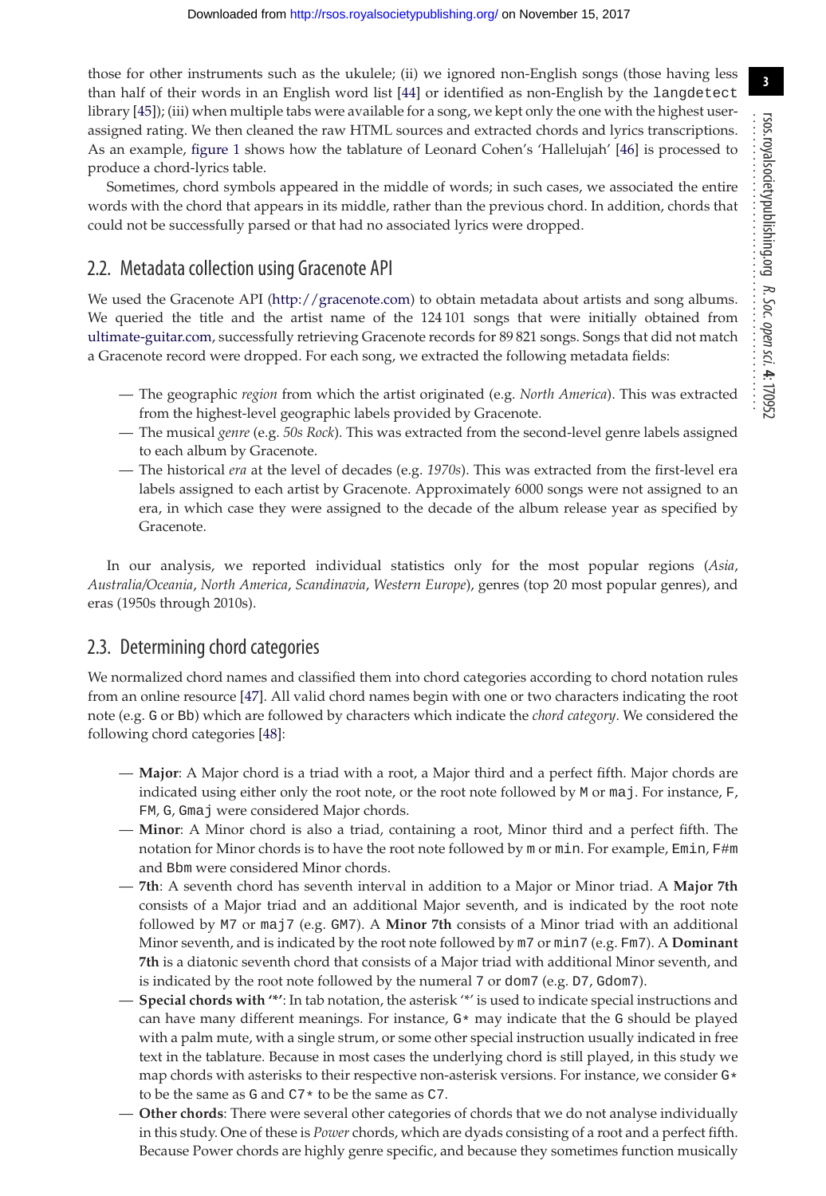those for other instruments such as the ukulele; (ii) we ignored non-English songs (those having less than half of their words in an English word list [44] or identified as non-English by the langdetect library [45]); (iii) when multiple tabs were available for a song, we kept only the one with the highest user-assigned rating. We then cleaned the raw HTML sources and extracted chords and lyrics transcriptions. As an example, figure 1 shows how the tablature of Leonard Cohen's 'Hallelujah' [46] is processed to produce a chord-lyrics table.

Sometimes, chord symbols appeared in the middle of words; in such cases, we associated the entire words with the chord that appears in its middle, rather than the previous chord. In addition, chords that could not be successfully parsed or that had no associated lyrics were dropped.

## 2.2. Metadata collection using Gracenote API

We used the Gracenote API (http://gracenote.com) to obtain metadata about artists and song albums. We queried the title and the artist name of the 124 101 songs that were initially obtained from ultimate-guitar.com, successfully retrieving Gracenote records for 89 821 songs. Songs that did not match a Gracenote record were dropped. For each song, we extracted the following metadata fields:

— The geographic *region* from which the artist originated (e.g. *North America*). This was extracted from the highest-level geographic labels provided by Gracenote.
— The musical *genre* (e.g. *50s Rock*). This was extracted from the second-level genre labels assigned to each album by Gracenote.
— The historical *era* at the level of decades (e.g. *1970s*). This was extracted from the first-level era labels assigned to each artist by Gracenote. Approximately 6000 songs were not assigned to an era, in which case they were assigned to the decade of the album release year as specified by Gracenote.

In our analysis, we reported individual statistics only for the most popular regions (*Asia*, *Australia/Oceania*, *North America*, *Scandinavia*, *Western Europe*), genres (top 20 most popular genres), and eras (1950s through 2010s).

## 2.3. Determining chord categories

We normalized chord names and classified them into chord categories according to chord notation rules from an online resource [47]. All valid chord names begin with one or two characters indicating the root note (e.g. G or Bb) which are followed by characters which indicate the *chord category*. We considered the following chord categories [48]:

— **Major**: A Major chord is a triad with a root, a Major third and a perfect fifth. Major chords are indicated using either only the root note, or the root note followed by M or maj. For instance, F, FM, G, Gmaj were considered Major chords.
— **Minor**: A Minor chord is also a triad, containing a root, Minor third and a perfect fifth. The notation for Minor chords is to have the root note followed by m or min. For example, Emin, F#m and Bbm were considered Minor chords.
— **7th**: A seventh chord has seventh interval in addition to a Major or Minor triad. A **Major 7th** consists of a Major triad and an additional Major seventh, and is indicated by the root note followed by M7 or maj7 (e.g. GM7). A **Minor 7th** consists of a Minor triad with an additional Minor seventh, and is indicated by the root note followed by m7 or min7 (e.g. Fm7). A **Dominant 7th** is a diatonic seventh chord that consists of a Major triad with additional Minor seventh, and is indicated by the root note followed by the numeral 7 or dom7 (e.g. D7, Gdom7).
— **Special chords with '*'**: In tab notation, the asterisk '*' is used to indicate special instructions and can have many different meanings. For instance, G* may indicate that the G should be played with a palm mute, with a single strum, or some other special instruction usually indicated in free text in the tablature. Because in most cases the underlying chord is still played, in this study we map chords with asterisks to their respective non-asterisk versions. For instance, we consider G* to be the same as G and C7* to be the same as C7.
— **Other chords**: There were several other categories of chords that we do not analyse individually in this study. One of these is *Power* chords, which are dyads consisting of a root and a perfect fifth. Because Power chords are highly genre specific, and because they sometimes function musically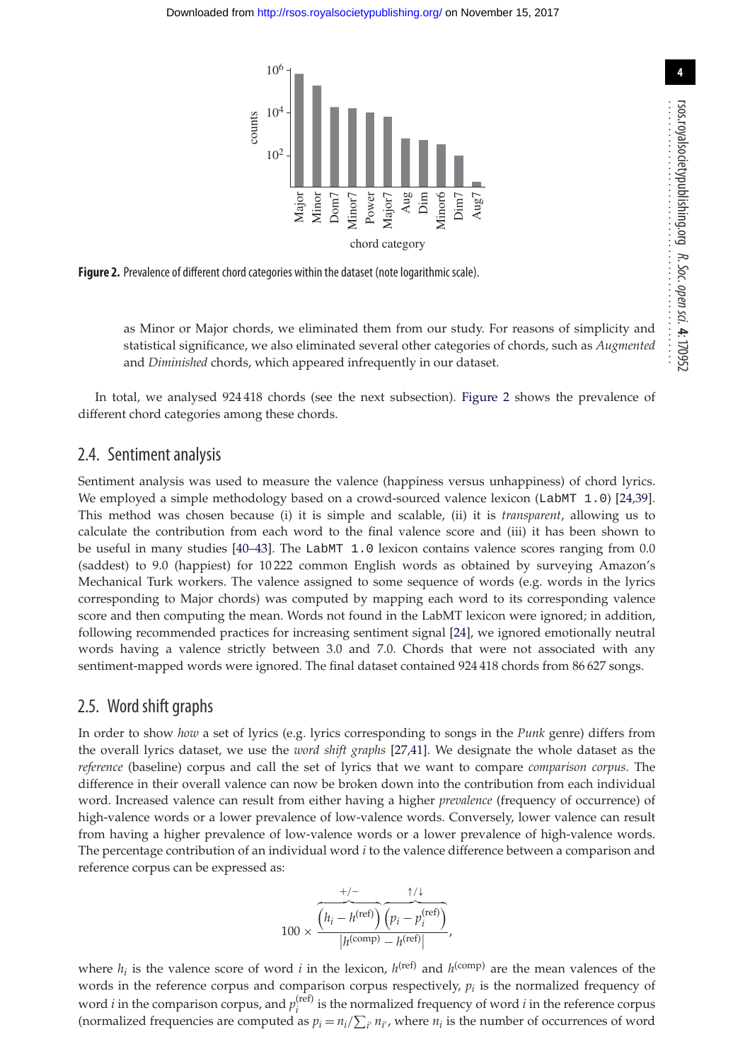Figure 2. Prevalence of different chord categories within the dataset (note logarithmic scale).

as Minor or Major chords, we eliminated them from our study. For reasons of simplicity and statistical significance, we also eliminated several other categories of chords, such as *Augmented* and *Diminished* chords, which appeared infrequently in our dataset.

In total, we analysed 924 418 chords (see the next subsection). Figure 2 shows the prevalence of different chord categories among these chords.

## 2.4. Sentiment analysis

Sentiment analysis was used to measure the valence (happiness versus unhappiness) of chord lyrics. We employed a simple methodology based on a crowd-sourced valence lexicon (`LabMT 1.0`) [24,39]. This method was chosen because (i) it is simple and scalable, (ii) it is *transparent*, allowing us to calculate the contribution from each word to the final valence score and (iii) it has been shown to be useful in many studies [40–43]. The `LabMT 1.0` lexicon contains valence scores ranging from 0.0 (saddest) to 9.0 (happiest) for 10 222 common English words as obtained by surveying Amazon's Mechanical Turk workers. The valence assigned to some sequence of words (e.g. words in the lyrics corresponding to Major chords) was computed by mapping each word to its corresponding valence score and then computing the mean. Words not found in the LabMT lexicon were ignored; in addition, following recommended practices for increasing sentiment signal [24], we ignored emotionally neutral words having a valence strictly between 3.0 and 7.0. Chords that were not associated with any sentiment-mapped words were ignored. The final dataset contained 924 418 chords from 86 627 songs.

## 2.5. Word shift graphs

In order to show *how* a set of lyrics (e.g. lyrics corresponding to songs in the *Punk* genre) differs from the overall lyrics dataset, we use the *word shift graphs* [27,41]. We designate the whole dataset as the *reference* (baseline) corpus and call the set of lyrics that we want to compare *comparison corpus*. The difference in their overall valence can now be broken down into the contribution from each individual word. Increased valence can result from either having a higher *prevalence* (frequency of occurrence) of high-valence words or a lower prevalence of low-valence words. Conversely, lower valence can result from having a higher prevalence of low-valence words or a lower prevalence of high-valence words. The percentage contribution of an individual word $i$ to the valence difference between a comparison and reference corpus can be expressed as:

$$100 \times \frac{\overbrace{\left(h_i - h^{(\mathrm{ref})}\right)}^{+/-}\overbrace{\left(p_i - p_i^{(\mathrm{ref})}\right)}^{\uparrow/\downarrow}}{\left|h^{(\mathrm{comp})} - h^{(\mathrm{ref})}\right|},$$

where $h_i$ is the valence score of word $i$ in the lexicon, $h^{(\mathrm{ref})}$ and $h^{(\mathrm{comp})}$ are the mean valences of the words in the reference corpus and comparison corpus respectively, $p_i$ is the normalized frequency of word $i$ in the comparison corpus, and $p_i^{(\mathrm{ref})}$ is the normalized frequency of word $i$ in the reference corpus (normalized frequencies are computed as $p_i = n_i/\sum_{i'} n_{i'}$, where $n_i$ is the number of occurrences of word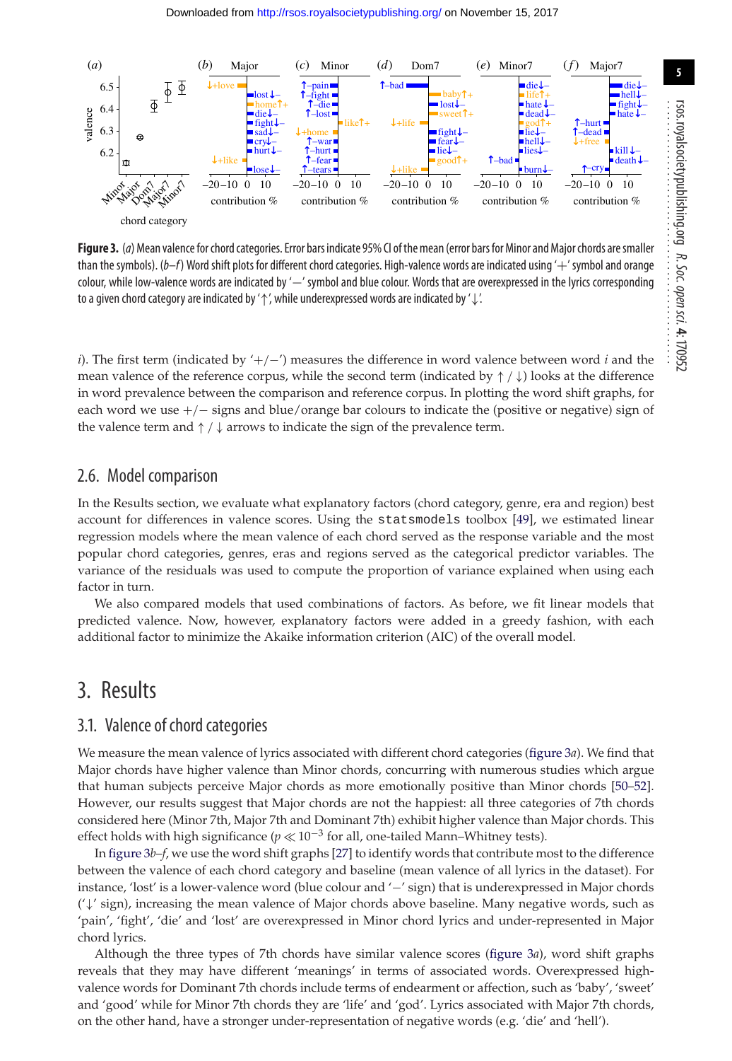(a)
valence
6.5
6.4
6.3
6.2
Minor
Major
Dom7
Major7
Minor7
chord category

(b) Major
↓+love
lost↓–
home↑+
die↓–
fight↓–
sad↓–
cry↓–
hurt↓–
↓+like
lose↓–
−20 −10 0 10
contribution %

(c) Minor
↑–pain
↑–fight
↑–die
↑–lost
like↑+
↓+home
↑–war
↑–hurt
↑–fear
↑–tears
−20 −10 0 10
contribution %

(d) Dom7
↑–bad
baby↑+
lost↓–
sweet↑+
↓+life
fight↓–
fear↓–
lie↓–
↓+like
good↑+
−20 −10 0 10
contribution %

(e) Minor7
die↓–
life↑+
hate↓–
dead↓–
god↑+
lie↓–
hell↓–
lies↓–
↑–bad
burn↓–
−20 −10 0 10
contribution %

(f) Major7
die↓–
hell↓–
fight↓–
hate↓–
↑–hurt
↑–dead
↓+free
kill↓–
death↓–
↑–cry
−20 −10 0 10
contribution %

**Figure 3.** (*a*) Mean valence for chord categories. Error bars indicate 95% CI of the mean (error bars for Minor and Major chords are smaller than the symbols). (*b*–*f*) Word shift plots for different chord categories. High-valence words are indicated using '+' symbol and orange colour, while low-valence words are indicated by '−' symbol and blue colour. Words that are overexpressed in the lyrics corresponding to a given chord category are indicated by '↑', while underexpressed words are indicated by '↓'.

*i*). The first term (indicated by '+/−') measures the difference in word valence between word *i* and the mean valence of the reference corpus, while the second term (indicated by ↑ / ↓) looks at the difference in word prevalence between the comparison and reference corpus. In plotting the word shift graphs, for each word we use +/− signs and blue/orange bar colours to indicate the (positive or negative) sign of the valence term and ↑ / ↓ arrows to indicate the sign of the prevalence term.

## 2.6. Model comparison

In the Results section, we evaluate what explanatory factors (chord category, genre, era and region) best account for differences in valence scores. Using the `statsmodels` toolbox [49], we estimated linear regression models where the mean valence of each chord served as the response variable and the most popular chord categories, genres, eras and regions served as the categorical predictor variables. The variance of the residuals was used to compute the proportion of variance explained when using each factor in turn.

We also compared models that used combinations of factors. As before, we fit linear models that predicted valence. Now, however, explanatory factors were added in a greedy fashion, with each additional factor to minimize the Akaike information criterion (AIC) of the overall model.

# 3. Results

## 3.1. Valence of chord categories

We measure the mean valence of lyrics associated with different chord categories (figure 3*a*). We find that Major chords have higher valence than Minor chords, concurring with numerous studies which argue that human subjects perceive Major chords as more emotionally positive than Minor chords [50–52]. However, our results suggest that Major chords are not the happiest: all three categories of 7th chords considered here (Minor 7th, Major 7th and Dominant 7th) exhibit higher valence than Major chords. This effect holds with high significance ($p \ll 10^{-3}$ for all, one-tailed Mann–Whitney tests).

In figure 3*b*–*f*, we use the word shift graphs [27] to identify words that contribute most to the difference between the valence of each chord category and baseline (mean valence of all lyrics in the dataset). For instance, 'lost' is a lower-valence word (blue colour and '−' sign) that is underexpressed in Major chords ('↓' sign), increasing the mean valence of Major chords above baseline. Many negative words, such as 'pain', 'fight', 'die' and 'lost' are overexpressed in Minor chord lyrics and under-represented in Major chord lyrics.

Although the three types of 7th chords have similar valence scores (figure 3*a*), word shift graphs reveals that they may have different 'meanings' in terms of associated words. Overexpressed high-valence words for Dominant 7th chords include terms of endearment or affection, such as 'baby', 'sweet' and 'good' while for Minor 7th chords they are 'life' and 'god'. Lyrics associated with Major 7th chords, on the other hand, have a stronger under-representation of negative words (e.g. 'die' and 'hell').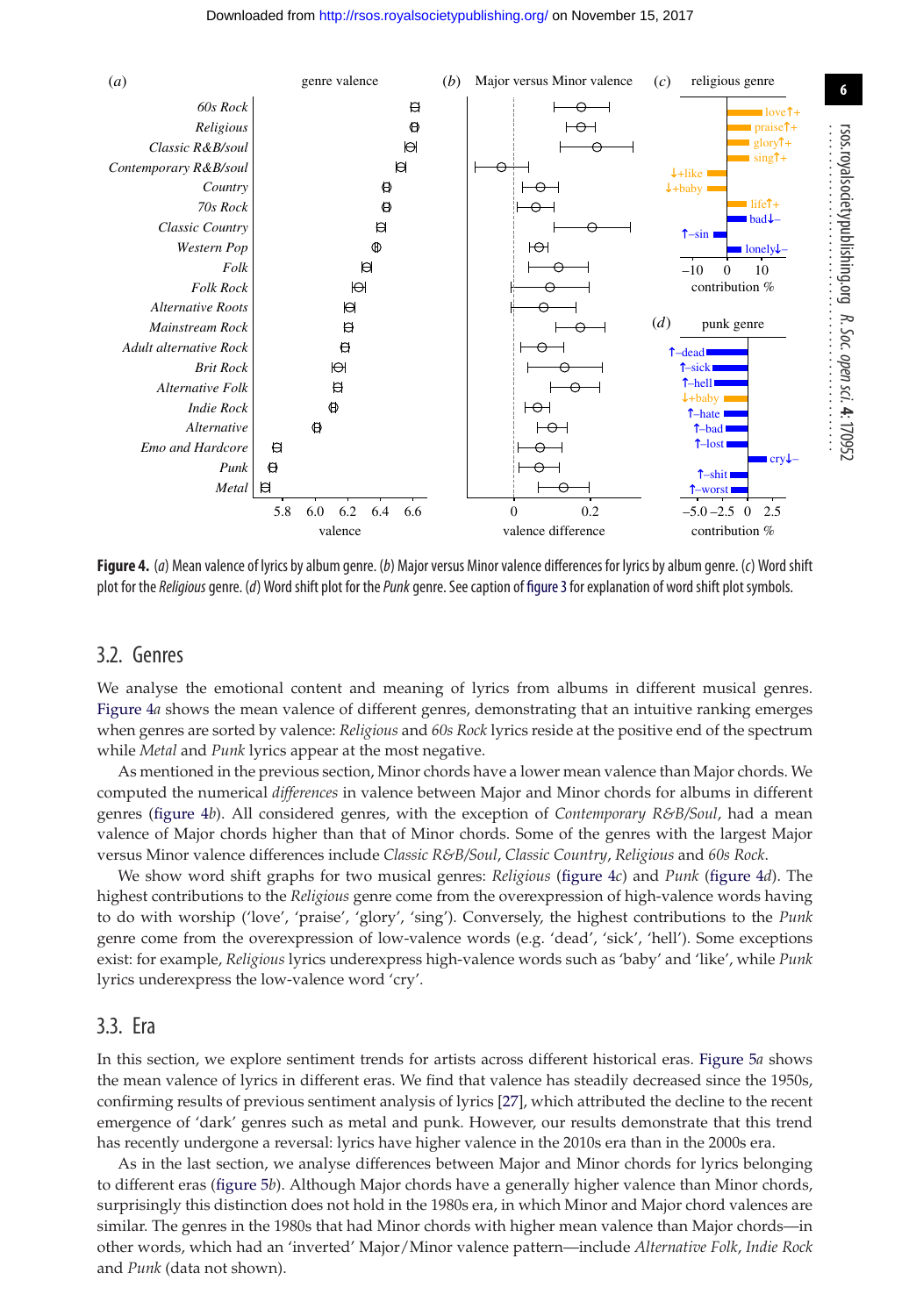(a) genre valence

60s Rock
Religious
Classic R&B/soul
Contemporary R&B/soul
Country
70s Rock
Classic Country
Western Pop
Folk
Folk Rock
Alternative Roots
Mainstream Rock
Adult alternative Rock
Brit Rock
Alternative Folk
Indie Rock
Alternative
Emo and Hardcore
Punk
Metal

5.8 6.0 6.2 6.4 6.6
valence

(b) Major versus Minor valence

0 0.2
valence difference

(c) religious genre

love↑+
praise↑+
glory↑+
sing↑+
↓+like
↓+baby
life↑+
bad↓−
↑−sin
lonely↓−

−10 0 10
contribution %

(d) punk genre

↑−dead
↑−sick
↑−hell
↓+baby
↑−hate
↑−bad
↑−lost
cry↓−
↑−shit
↑−worst

−5.0 −2.5 0 2.5
contribution %

**Figure 4.** (*a*) Mean valence of lyrics by album genre. (*b*) Major versus Minor valence differences for lyrics by album genre. (*c*) Word shift plot for the *Religious* genre. (*d*) Word shift plot for the *Punk* genre. See caption of figure 3 for explanation of word shift plot symbols.

## 3.2. Genres

We analyse the emotional content and meaning of lyrics from albums in different musical genres. Figure 4*a* shows the mean valence of different genres, demonstrating that an intuitive ranking emerges when genres are sorted by valence: *Religious* and *60s Rock* lyrics reside at the positive end of the spectrum while *Metal* and *Punk* lyrics appear at the most negative.

As mentioned in the previous section, Minor chords have a lower mean valence than Major chords. We computed the numerical *differences* in valence between Major and Minor chords for albums in different genres (figure 4*b*). All considered genres, with the exception of *Contemporary R&B/Soul*, had a mean valence of Major chords higher than that of Minor chords. Some of the genres with the largest Major versus Minor valence differences include *Classic R&B/Soul*, *Classic Country*, *Religious* and *60s Rock*.

We show word shift graphs for two musical genres: *Religious* (figure 4*c*) and *Punk* (figure 4*d*). The highest contributions to the *Religious* genre come from the overexpression of high-valence words having to do with worship ('love', 'praise', 'glory', 'sing'). Conversely, the highest contributions to the *Punk* genre come from the overexpression of low-valence words (e.g. 'dead', 'sick', 'hell'). Some exceptions exist: for example, *Religious* lyrics underexpress high-valence words such as 'baby' and 'like', while *Punk* lyrics underexpress the low-valence word 'cry'.

## 3.3. Era

In this section, we explore sentiment trends for artists across different historical eras. Figure 5*a* shows the mean valence of lyrics in different eras. We find that valence has steadily decreased since the 1950s, confirming results of previous sentiment analysis of lyrics [27], which attributed the decline to the recent emergence of 'dark' genres such as metal and punk. However, our results demonstrate that this trend has recently undergone a reversal: lyrics have higher valence in the 2010s era than in the 2000s era.

As in the last section, we analyse differences between Major and Minor chords for lyrics belonging to different eras (figure 5*b*). Although Major chords have a generally higher valence than Minor chords, surprisingly this distinction does not hold in the 1980s era, in which Minor and Major chord valences are similar. The genres in the 1980s that had Minor chords with higher mean valence than Major chords—in other words, which had an 'inverted' Major/Minor valence pattern—include *Alternative Folk*, *Indie Rock* and *Punk* (data not shown).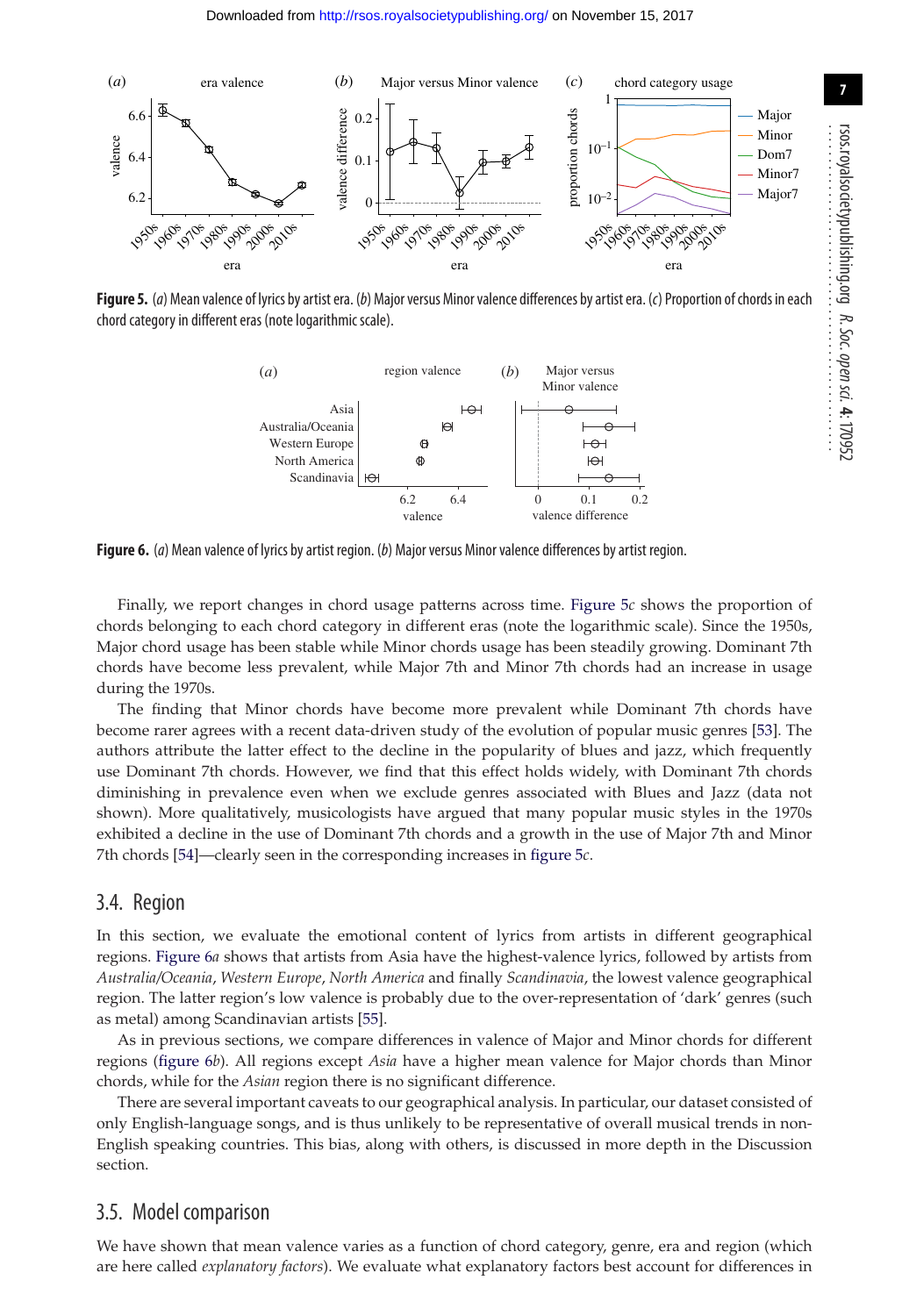(a) era valence

valence

6.6

6.4

6.2

1950s 1960s 1970s 1980s 1990s 2000s 2010s

era

(b) Major versus Minor valence

valence difference

0.2

0.1

0

1950s 1960s 1970s 1980s 1990s 2000s 2010s

era

(c) chord category usage

proportion chords

1

$10^{-1}$

$10^{-2}$

1950s 1960s 1970s 1980s 1990s 2000s 2010s

era

Major

Minor

Dom7

Minor7

Major7

**Figure 5.** (*a*) Mean valence of lyrics by artist era. (*b*) Major versus Minor valence differences by artist era. (*c*) Proportion of chords in each chord category in different eras (note logarithmic scale).

(a) region valence

Asia

Australia/Oceania

Western Europe

North America

Scandinavia

6.2 6.4

valence

(b) Major versus Minor valence

0 0.1 0.2

valence difference

**Figure 6.** (*a*) Mean valence of lyrics by artist region. (*b*) Major versus Minor valence differences by artist region.

Finally, we report changes in chord usage patterns across time. Figure 5*c* shows the proportion of chords belonging to each chord category in different eras (note the logarithmic scale). Since the 1950s, Major chord usage has been stable while Minor chords usage has been steadily growing. Dominant 7th chords have become less prevalent, while Major 7th and Minor 7th chords had an increase in usage during the 1970s.

The finding that Minor chords have become more prevalent while Dominant 7th chords have become rarer agrees with a recent data-driven study of the evolution of popular music genres [53]. The authors attribute the latter effect to the decline in the popularity of blues and jazz, which frequently use Dominant 7th chords. However, we find that this effect holds widely, with Dominant 7th chords diminishing in prevalence even when we exclude genres associated with Blues and Jazz (data not shown). More qualitatively, musicologists have argued that many popular music styles in the 1970s exhibited a decline in the use of Dominant 7th chords and a growth in the use of Major 7th and Minor 7th chords [54]—clearly seen in the corresponding increases in figure 5*c*.

## 3.4. Region

In this section, we evaluate the emotional content of lyrics from artists in different geographical regions. Figure 6*a* shows that artists from Asia have the highest-valence lyrics, followed by artists from *Australia/Oceania*, *Western Europe*, *North America* and finally *Scandinavia*, the lowest valence geographical region. The latter region's low valence is probably due to the over-representation of 'dark' genres (such as metal) among Scandinavian artists [55].

As in previous sections, we compare differences in valence of Major and Minor chords for different regions (figure 6*b*). All regions except *Asia* have a higher mean valence for Major chords than Minor chords, while for the *Asian* region there is no significant difference.

There are several important caveats to our geographical analysis. In particular, our dataset consisted of only English-language songs, and is thus unlikely to be representative of overall musical trends in non-English speaking countries. This bias, along with others, is discussed in more depth in the Discussion section.

## 3.5. Model comparison

We have shown that mean valence varies as a function of chord category, genre, era and region (which are here called *explanatory factors*). We evaluate what explanatory factors best account for differences in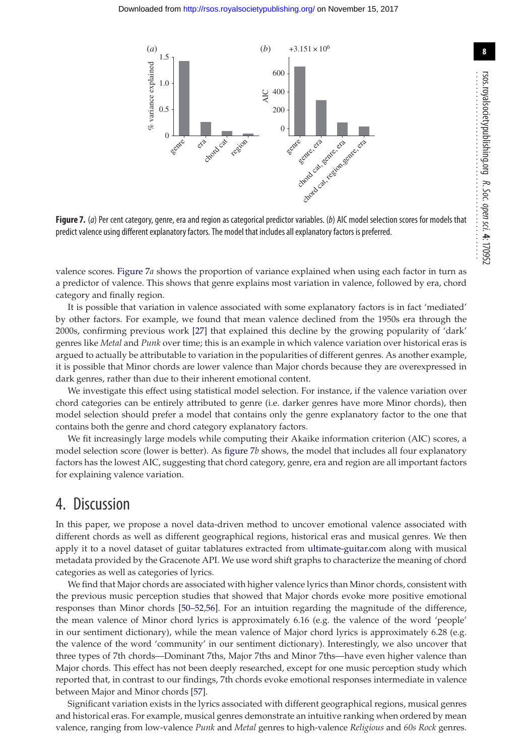**Figure 7.** (*a*) Per cent category, genre, era and region as categorical predictor variables. (*b*) AIC model selection scores for models that predict valence using different explanatory factors. The model that includes all explanatory factors is preferred.

valence scores. Figure 7*a* shows the proportion of variance explained when using each factor in turn as a predictor of valence. This shows that genre explains most variation in valence, followed by era, chord category and finally region.

It is possible that variation in valence associated with some explanatory factors is in fact 'mediated' by other factors. For example, we found that mean valence declined from the 1950s era through the 2000s, confirming previous work [27] that explained this decline by the growing popularity of 'dark' genres like *Metal* and *Punk* over time; this is an example in which valence variation over historical eras is argued to actually be attributable to variation in the popularities of different genres. As another example, it is possible that Minor chords are lower valence than Major chords because they are overexpressed in dark genres, rather than due to their inherent emotional content.

We investigate this effect using statistical model selection. For instance, if the valence variation over chord categories can be entirely attributed to genre (i.e. darker genres have more Minor chords), then model selection should prefer a model that contains only the genre explanatory factor to the one that contains both the genre and chord category explanatory factors.

We fit increasingly large models while computing their Akaike information criterion (AIC) scores, a model selection score (lower is better). As figure 7*b* shows, the model that includes all four explanatory factors has the lowest AIC, suggesting that chord category, genre, era and region are all important factors for explaining valence variation.

## 4. Discussion

In this paper, we propose a novel data-driven method to uncover emotional valence associated with different chords as well as different geographical regions, historical eras and musical genres. We then apply it to a novel dataset of guitar tablatures extracted from ultimate-guitar.com along with musical metadata provided by the Gracenote API. We use word shift graphs to characterize the meaning of chord categories as well as categories of lyrics.

We find that Major chords are associated with higher valence lyrics than Minor chords, consistent with the previous music perception studies that showed that Major chords evoke more positive emotional responses than Minor chords [50–52,56]. For an intuition regarding the magnitude of the difference, the mean valence of Minor chord lyrics is approximately 6.16 (e.g. the valence of the word 'people' in our sentiment dictionary), while the mean valence of Major chord lyrics is approximately 6.28 (e.g. the valence of the word 'community' in our sentiment dictionary). Interestingly, we also uncover that three types of 7th chords—Dominant 7ths, Major 7ths and Minor 7ths—have even higher valence than Major chords. This effect has not been deeply researched, except for one music perception study which reported that, in contrast to our findings, 7th chords evoke emotional responses intermediate in valence between Major and Minor chords [57].

Significant variation exists in the lyrics associated with different geographical regions, musical genres and historical eras. For example, musical genres demonstrate an intuitive ranking when ordered by mean valence, ranging from low-valence *Punk* and *Metal* genres to high-valence *Religious* and *60s Rock* genres.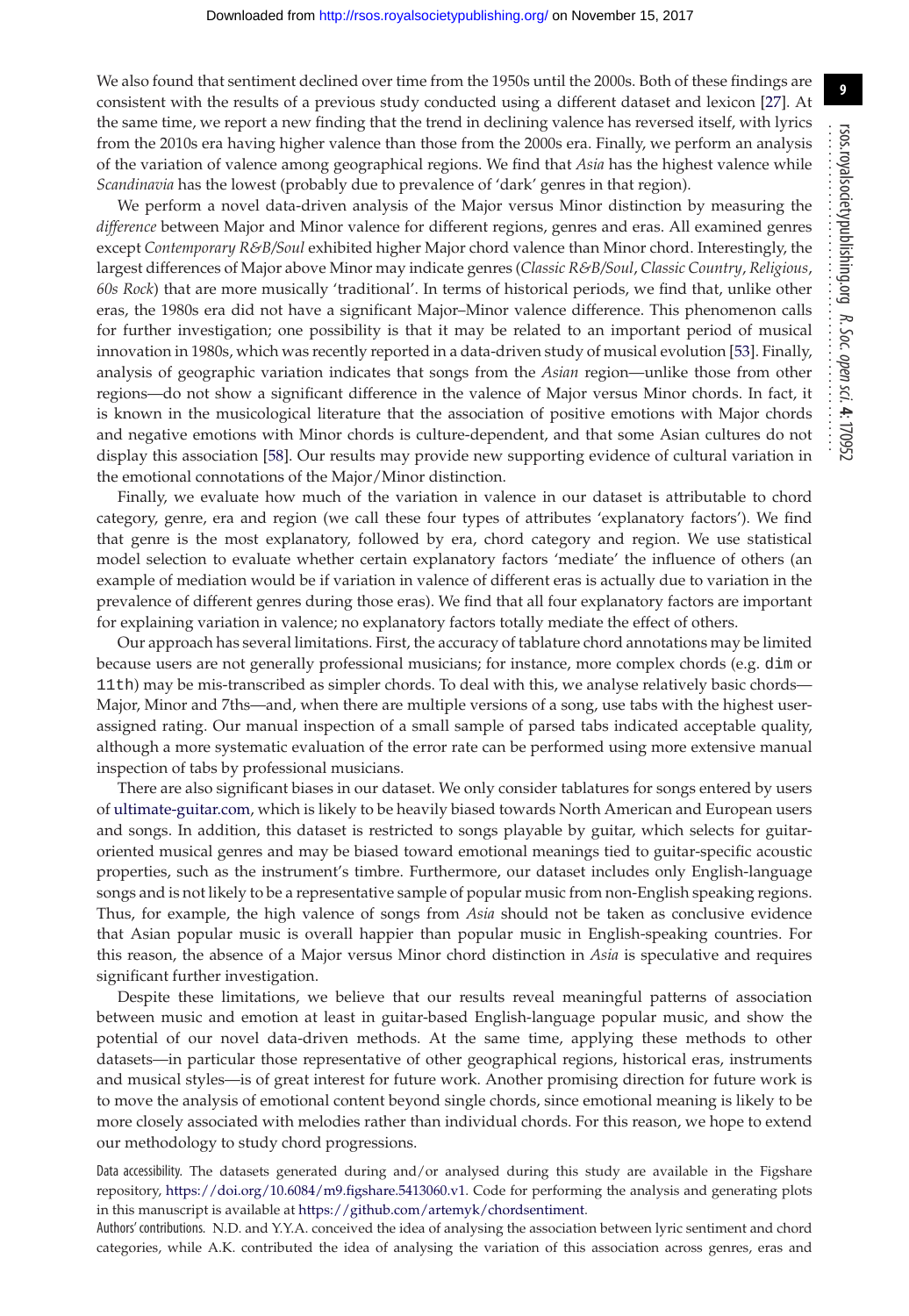We also found that sentiment declined over time from the 1950s until the 2000s. Both of these findings are consistent with the results of a previous study conducted using a different dataset and lexicon [27]. At the same time, we report a new finding that the trend in declining valence has reversed itself, with lyrics from the 2010s era having higher valence than those from the 2000s era. Finally, we perform an analysis of the variation of valence among geographical regions. We find that *Asia* has the highest valence while *Scandinavia* has the lowest (probably due to prevalence of 'dark' genres in that region).

We perform a novel data-driven analysis of the Major versus Minor distinction by measuring the *difference* between Major and Minor valence for different regions, genres and eras. All examined genres except *Contemporary R&B/Soul* exhibited higher Major chord valence than Minor chord. Interestingly, the largest differences of Major above Minor may indicate genres (*Classic R&B/Soul*, *Classic Country*, *Religious*, *60s Rock*) that are more musically 'traditional'. In terms of historical periods, we find that, unlike other eras, the 1980s era did not have a significant Major–Minor valence difference. This phenomenon calls for further investigation; one possibility is that it may be related to an important period of musical innovation in 1980s, which was recently reported in a data-driven study of musical evolution [53]. Finally, analysis of geographic variation indicates that songs from the *Asian* region—unlike those from other regions—do not show a significant difference in the valence of Major versus Minor chords. In fact, it is known in the musicological literature that the association of positive emotions with Major chords and negative emotions with Minor chords is culture-dependent, and that some Asian cultures do not display this association [58]. Our results may provide new supporting evidence of cultural variation in the emotional connotations of the Major/Minor distinction.

Finally, we evaluate how much of the variation in valence in our dataset is attributable to chord category, genre, era and region (we call these four types of attributes 'explanatory factors'). We find that genre is the most explanatory, followed by era, chord category and region. We use statistical model selection to evaluate whether certain explanatory factors 'mediate' the influence of others (an example of mediation would be if variation in valence of different eras is actually due to variation in the prevalence of different genres during those eras). We find that all four explanatory factors are important for explaining variation in valence; no explanatory factors totally mediate the effect of others.

Our approach has several limitations. First, the accuracy of tablature chord annotations may be limited because users are not generally professional musicians; for instance, more complex chords (e.g. `dim` or `11th`) may be mis-transcribed as simpler chords. To deal with this, we analyse relatively basic chords—Major, Minor and 7ths—and, when there are multiple versions of a song, use tabs with the highest user-assigned rating. Our manual inspection of a small sample of parsed tabs indicated acceptable quality, although a more systematic evaluation of the error rate can be performed using more extensive manual inspection of tabs by professional musicians.

There are also significant biases in our dataset. We only consider tablatures for songs entered by users of ultimate-guitar.com, which is likely to be heavily biased towards North American and European users and songs. In addition, this dataset is restricted to songs playable by guitar, which selects for guitar-oriented musical genres and may be biased toward emotional meanings tied to guitar-specific acoustic properties, such as the instrument's timbre. Furthermore, our dataset includes only English-language songs and is not likely to be a representative sample of popular music from non-English speaking regions. Thus, for example, the high valence of songs from *Asia* should not be taken as conclusive evidence that Asian popular music is overall happier than popular music in English-speaking countries. For this reason, the absence of a Major versus Minor chord distinction in *Asia* is speculative and requires significant further investigation.

Despite these limitations, we believe that our results reveal meaningful patterns of association between music and emotion at least in guitar-based English-language popular music, and show the potential of our novel data-driven methods. At the same time, applying these methods to other datasets—in particular those representative of other geographical regions, historical eras, instruments and musical styles—is of great interest for future work. Another promising direction for future work is to move the analysis of emotional content beyond single chords, since emotional meaning is likely to be more closely associated with melodies rather than individual chords. For this reason, we hope to extend our methodology to study chord progressions.

Data accessibility. The datasets generated during and/or analysed during this study are available in the Figshare repository, https://doi.org/10.6084/m9.figshare.5413060.v1. Code for performing the analysis and generating plots in this manuscript is available at https://github.com/artemyk/chordsentiment.

Authors' contributions. N.D. and Y.Y.A. conceived the idea of analysing the association between lyric sentiment and chord categories, while A.K. contributed the idea of analysing the variation of this association across genres, eras and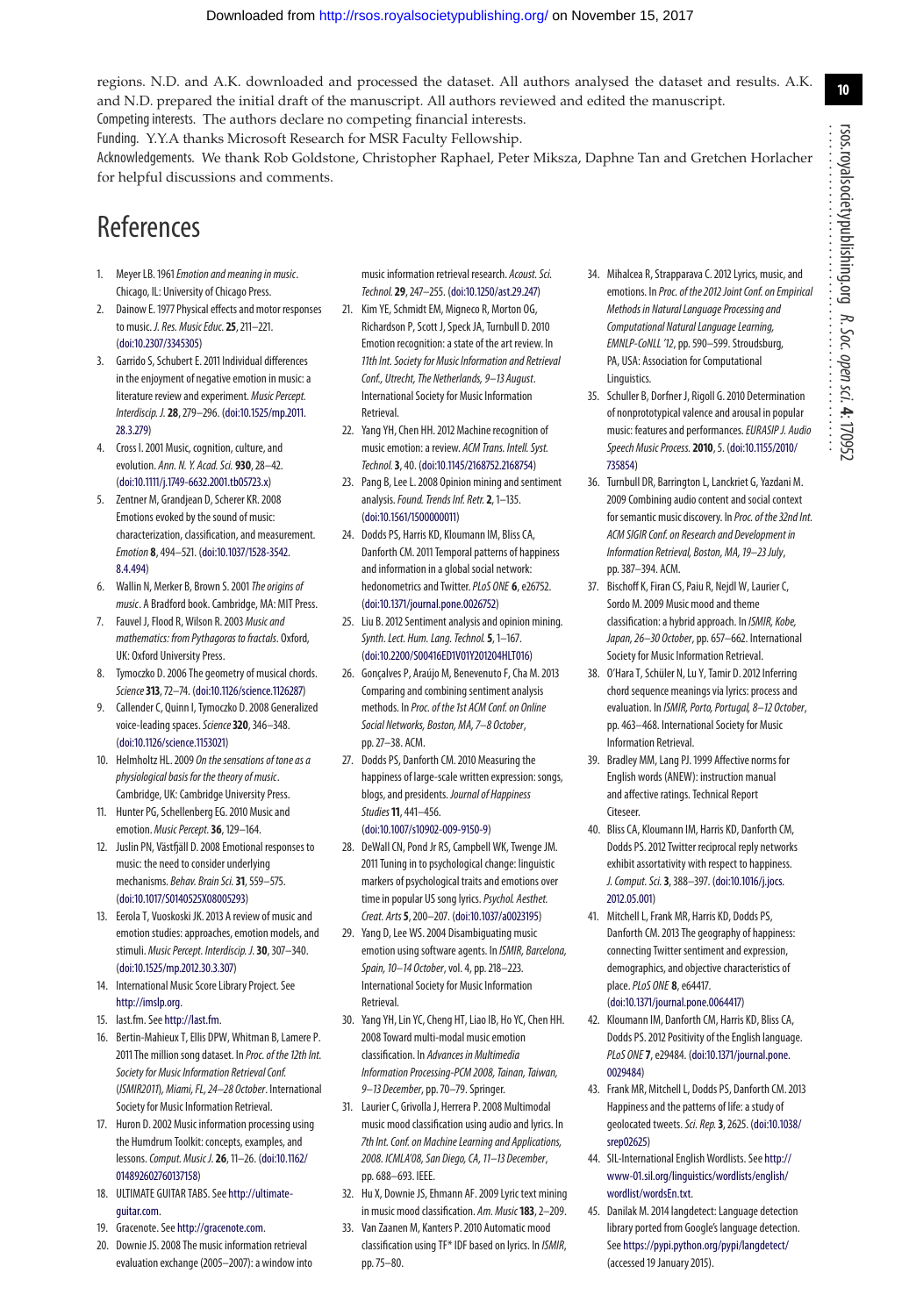regions. N.D. and A.K. downloaded and processed the dataset. All authors analysed the dataset and results. A.K. and N.D. prepared the initial draft of the manuscript. All authors reviewed and edited the manuscript.

Competing interests. The authors declare no competing financial interests.

Funding. Y.Y.A thanks Microsoft Research for MSR Faculty Fellowship.

Acknowledgements. We thank Rob Goldstone, Christopher Raphael, Peter Miksza, Daphne Tan and Gretchen Horlacher for helpful discussions and comments.

# References

1. Meyer LB. 1961 *Emotion and meaning in music*. Chicago, IL: University of Chicago Press.
2. Dainow E. 1977 Physical effects and motor responses to music. *J. Res. Music Educ.* **25**, 211–221. (doi:10.2307/3345305)
3. Garrido S, Schubert E. 2011 Individual differences in the enjoyment of negative emotion in music: a literature review and experiment. *Music Percept. Interdiscip. J.* **28**, 279–296. (doi:10.1525/mp.2011.28.3.279)
4. Cross I. 2001 Music, cognition, culture, and evolution. *Ann. N. Y. Acad. Sci.* **930**, 28–42. (doi:10.1111/j.1749-6632.2001.tb05723.x)
5. Zentner M, Grandjean D, Scherer KR. 2008 Emotions evoked by the sound of music: characterization, classification, and measurement. *Emotion* **8**, 494–521. (doi:10.1037/1528-3542.8.4.494)
6. Wallin N, Merker B, Brown S. 2001 *The origins of music*. A Bradford book. Cambridge, MA: MIT Press.
7. Fauvel J, Flood R, Wilson R. 2003 *Music and mathematics: from Pythagoras to fractals*. Oxford, UK: Oxford University Press.
8. Tymoczko D. 2006 The geometry of musical chords. *Science* **313**, 72–74. (doi:10.1126/science.1126287)
9. Callender C, Quinn I, Tymoczko D. 2008 Generalized voice-leading spaces. *Science* **320**, 346–348. (doi:10.1126/science.1153021)
10. Helmholtz HL. 2009 *On the sensations of tone as a physiological basis for the theory of music*. Cambridge, UK: Cambridge University Press.
11. Hunter PG, Schellenberg EG. 2010 Music and emotion. *Music Percept.* **36**, 129–164.
12. Juslin PN, Västfjäll D. 2008 Emotional responses to music: the need to consider underlying mechanisms. *Behav. Brain Sci.* **31**, 559–575. (doi:10.1017/S0140525X08005293)
13. Eerola T, Vuoskoski JK. 2013 A review of music and emotion studies: approaches, emotion models, and stimuli. *Music Percept. Interdiscip. J.* **30**, 307–340. (doi:10.1525/mp.2012.30.3.307)
14. International Music Score Library Project. See http://imslp.org.
15. last.fm. See http://last.fm.
16. Bertin-Mahieux T, Ellis DPW, Whitman B, Lamere P. 2011 The million song dataset. In *Proc. of the 12th Int. Society for Music Information Retrieval Conf. (ISMIR2011), Miami, FL, 24–28 October*. International Society for Music Information Retrieval.
17. Huron D. 2002 Music information processing using the Humdrum Toolkit: concepts, examples, and lessons. *Comput. Music J.* **26**, 11–26. (doi:10.1162/014892602760137158)
18. ULTIMATE GUITAR TABS. See http://ultimate-guitar.com.
19. Gracenote. See http://gracenote.com.
20. Downie JS. 2008 The music information retrieval evaluation exchange (2005–2007): a window into music information retrieval research. *Acoust. Sci. Technol.* **29**, 247–255. (doi:10.1250/ast.29.247)
21. Kim YE, Schmidt EM, Migneco R, Morton OG, Richardson P, Scott J, Speck JA, Turnbull D. 2010 Emotion recognition: a state of the art review. In *11th Int. Society for Music Information and Retrieval Conf., Utrecht, The Netherlands, 9–13 August*. International Society for Music Information Retrieval.
22. Yang YH, Chen HH. 2012 Machine recognition of music emotion: a review. *ACM Trans. Intell. Syst. Technol.* **3**, 40. (doi:10.1145/2168752.2168754)
23. Pang B, Lee L. 2008 Opinion mining and sentiment analysis. *Found. Trends Inf. Retr.* **2**, 1–135. (doi:10.1561/1500000011)
24. Dodds PS, Harris KD, Kloumann IM, Bliss CA, Danforth CM. 2011 Temporal patterns of happiness and information in a global social network: hedonometrics and Twitter. *PLoS ONE* **6**, e26752. (doi:10.1371/journal.pone.0026752)
25. Liu B. 2012 Sentiment analysis and opinion mining. *Synth. Lect. Hum. Lang. Technol.* **5**, 1–167. (doi:10.2200/S00416ED1V01Y201204HLT016)
26. Gonçalves P, Araújo M, Benevenuto F, Cha M. 2013 Comparing and combining sentiment analysis methods. In *Proc. of the 1st ACM Conf. on Online Social Networks, Boston, MA, 7–8 October*, pp. 27–38. ACM.
27. Dodds PS, Danforth CM. 2010 Measuring the happiness of large-scale written expression: songs, blogs, and presidents. *Journal of Happiness Studies* **11**, 441–456. (doi:10.1007/s10902-009-9150-9)
28. DeWall CN, Pond Jr RS, Campbell WK, Twenge JM. 2011 Tuning in to psychological change: linguistic markers of psychological traits and emotions over time in popular US song lyrics. *Psychol. Aesthet. Creat. Arts* **5**, 200–207. (doi:10.1037/a0023195)
29. Yang D, Lee WS. 2004 Disambiguating music emotion using software agents. In *ISMIR, Barcelona, Spain, 10–14 October*, vol. 4, pp. 218–223. International Society for Music Information Retrieval.
30. Yang YH, Lin YC, Cheng HT, Liao IB, Ho YC, Chen HH. 2008 Toward multi-modal music emotion classification. In *Advances in Multimedia Information Processing-PCM 2008, Tainan, Taiwan, 9–13 December*, pp. 70–79. Springer.
31. Laurier C, Grivolla J, Herrera P. 2008 Multimodal music mood classification using audio and lyrics. In *7th Int. Conf. on Machine Learning and Applications, 2008. ICMLA'08, San Diego, CA, 11–13 December*, pp. 688–693. IEEE.
32. Hu X, Downie JS, Ehmann AF. 2009 Lyric text mining in music mood classification. *Am. Music* **183**, 2–209.
33. Van Zaanen M, Kanters P. 2010 Automatic mood classification using TF*IDF based on lyrics. In *ISMIR*, pp. 75–80.
34. Mihalcea R, Strapparava C. 2012 Lyrics, music, and emotions. In *Proc. of the 2012 Joint Conf. on Empirical Methods in Natural Language Processing and Computational Natural Language Learning, EMNLP-CoNLL '12*, pp. 590–599. Stroudsburg, PA, USA: Association for Computational Linguistics.
35. Schuller B, Dorfner J, Rigoll G. 2010 Determination of nonprototypical valence and arousal in popular music: features and performances. *EURASIP J. Audio Speech Music Process.* **2010**, 5. (doi:10.1155/2010/735854)
36. Turnbull DR, Barrington L, Lanckriet G, Yazdani M. 2009 Combining audio content and social context for semantic music discovery. In *Proc. of the 32nd Int. ACM SIGIR Conf. on Research and Development in Information Retrieval, Boston, MA, 19–23 July*, pp. 387–394. ACM.
37. Bischoff K, Firan CS, Paiu R, Nejdl W, Laurier C, Sordo M. 2009 Music mood and theme classification: a hybrid approach. In *ISMIR, Kobe, Japan, 26–30 October*, pp. 657–662. International Society for Music Information Retrieval.
38. O'Hara T, Schüler N, Lu Y, Tamir D. 2012 Inferring chord sequence meanings via lyrics: process and evaluation. In *ISMIR, Porto, Portugal, 8–12 October*, pp. 463–468. International Society for Music Information Retrieval.
39. Bradley MM, Lang PJ. 1999 Affective norms for English words (ANEW): instruction manual and affective ratings. Technical Report Citeseer.
40. Bliss CA, Kloumann IM, Harris KD, Danforth CM, Dodds PS. 2012 Twitter reciprocal reply networks exhibit assortativity with respect to happiness. *J. Comput. Sci.* **3**, 388–397. (doi:10.1016/j.jocs.2012.05.001)
41. Mitchell L, Frank MR, Harris KD, Dodds PS, Danforth CM. 2013 The geography of happiness: connecting Twitter sentiment and expression, demographics, and objective characteristics of place. *PLoS ONE* **8**, e64417. (doi:10.1371/journal.pone.0064417)
42. Kloumann IM, Danforth CM, Harris KD, Bliss CA, Dodds PS. 2012 Positivity of the English language. *PLoS ONE* **7**, e29484. (doi:10.1371/journal.pone.0029484)
43. Frank MR, Mitchell L, Dodds PS, Danforth CM. 2013 Happiness and the patterns of life: a study of geolocated tweets. *Sci. Rep.* **3**, 2625. (doi:10.1038/srep02625)
44. SIL-International English Wordlists. See http://www-01.sil.org/linguistics/wordlists/english/wordlist/wordsEn.txt.
45. Danilak M. 2014 langdetect: Language detection library ported from Google's language detection. See https://pypi.python.org/pypi/langdetect/ (accessed 19 January 2015).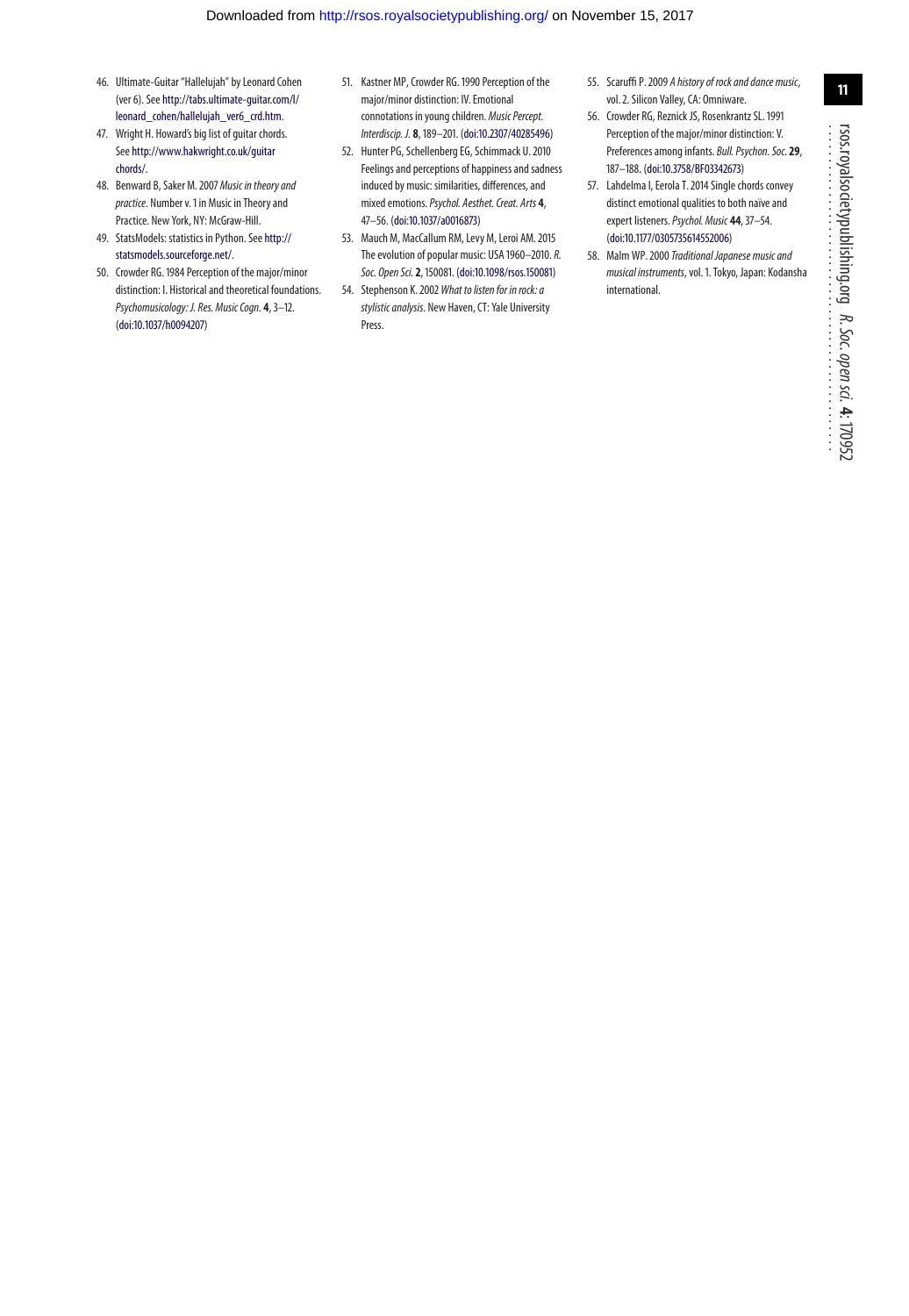46. Ultimate-Guitar "Hallelujah" by Leonard Cohen (ver 6). See http://tabs.ultimate-guitar.com/l/leonard_cohen/hallelujah_ver6_crd.htm.
47. Wright H. Howard's big list of guitar chords. See http://www.hakwright.co.uk/guitarchords/.
48. Benward B, Saker M. 2007 *Music in theory and practice*. Number v. 1 in Music in Theory and Practice. New York, NY: McGraw-Hill.
49. StatsModels: statistics in Python. See http://statsmodels.sourceforge.net/.
50. Crowder RG. 1984 Perception of the major/minor distinction: I. Historical and theoretical foundations. *Psychomusicology: J. Res. Music Cogn.* **4**, 3–12. (doi:10.1037/h0094207)
51. Kastner MP, Crowder RG. 1990 Perception of the major/minor distinction: IV. Emotional connotations in young children. *Music Percept. Interdiscip. J.* **8**, 189–201. (doi:10.2307/40285496)
52. Hunter PG, Schellenberg EG, Schimmack U. 2010 Feelings and perceptions of happiness and sadness induced by music: similarities, differences, and mixed emotions. *Psychol. Aesthet. Creat. Arts* **4**, 47–56. (doi:10.1037/a0016873)
53. Mauch M, MacCallum RM, Levy M, Leroi AM. 2015 The evolution of popular music: USA 1960–2010. *R. Soc. Open Sci.* **2**, 150081. (doi:10.1098/rsos.150081)
54. Stephenson K. 2002 *What to listen for in rock: a stylistic analysis*. New Haven, CT: Yale University Press.
55. Scaruffi P. 2009 *A history of rock and dance music*, vol. 2. Silicon Valley, CA: Omniware.
56. Crowder RG, Reznick JS, Rosenkrantz SL. 1991 Perception of the major/minor distinction: V. Preferences among infants. *Bull. Psychon. Soc.* **29**, 187–188. (doi:10.3758/BF03342673)
57. Lahdelma I, Eerola T. 2014 Single chords convey distinct emotional qualities to both naïve and expert listeners. *Psychol. Music* **44**, 37–54. (doi:10.1177/0305735614552006)
58. Malm WP. 2000 *Traditional Japanese music and musical instruments*, vol. 1. Tokyo, Japan: Kodansha international.